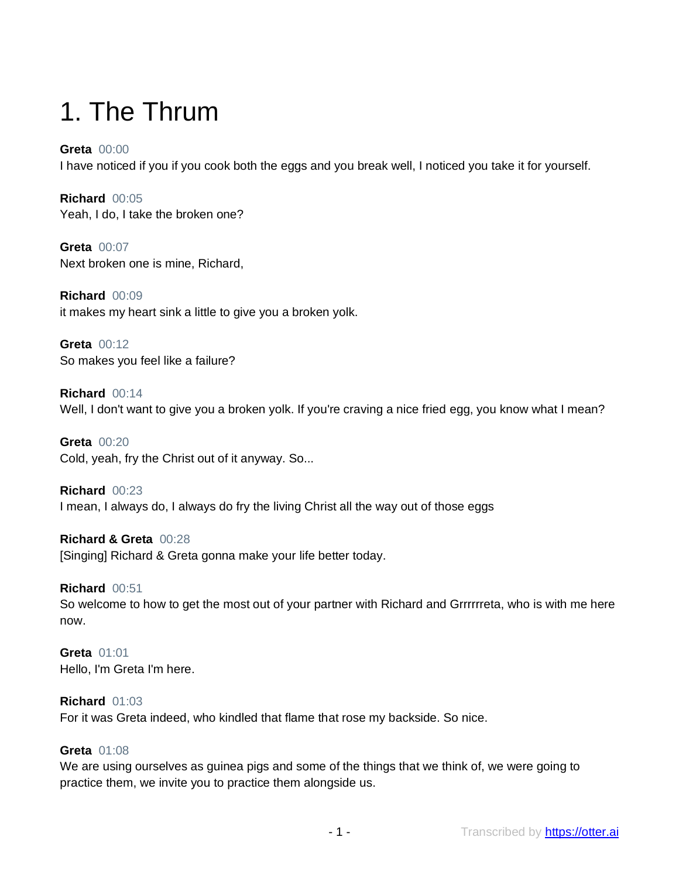# 1. The Thrum

**Greta** 00:00
I have noticed if you if you cook both the eggs and you break well, I noticed you take it for yourself.

**Richard** 00:05
Yeah, I do, I take the broken one?

**Greta** 00:07
Next broken one is mine, Richard,

**Richard** 00:09
it makes my heart sink a little to give you a broken yolk.

**Greta** 00:12
So makes you feel like a failure?

**Richard** 00:14
Well, I don't want to give you a broken yolk. If you're craving a nice fried egg, you know what I mean?

**Greta** 00:20
Cold, yeah, fry the Christ out of it anyway. So...

**Richard** 00:23
I mean, I always do, I always do fry the living Christ all the way out of those eggs

**Richard & Greta** 00:28
[Singing] Richard & Greta gonna make your life better today.

**Richard** 00:51
So welcome to how to get the most out of your partner with Richard and Grrrrrreta, who is with me here now.

**Greta** 01:01
Hello, I'm Greta I'm here.

**Richard** 01:03
For it was Greta indeed, who kindled that flame that rose my backside. So nice.

**Greta** 01:08
We are using ourselves as guinea pigs and some of the things that we think of, we were going to practice them, we invite you to practice them alongside us.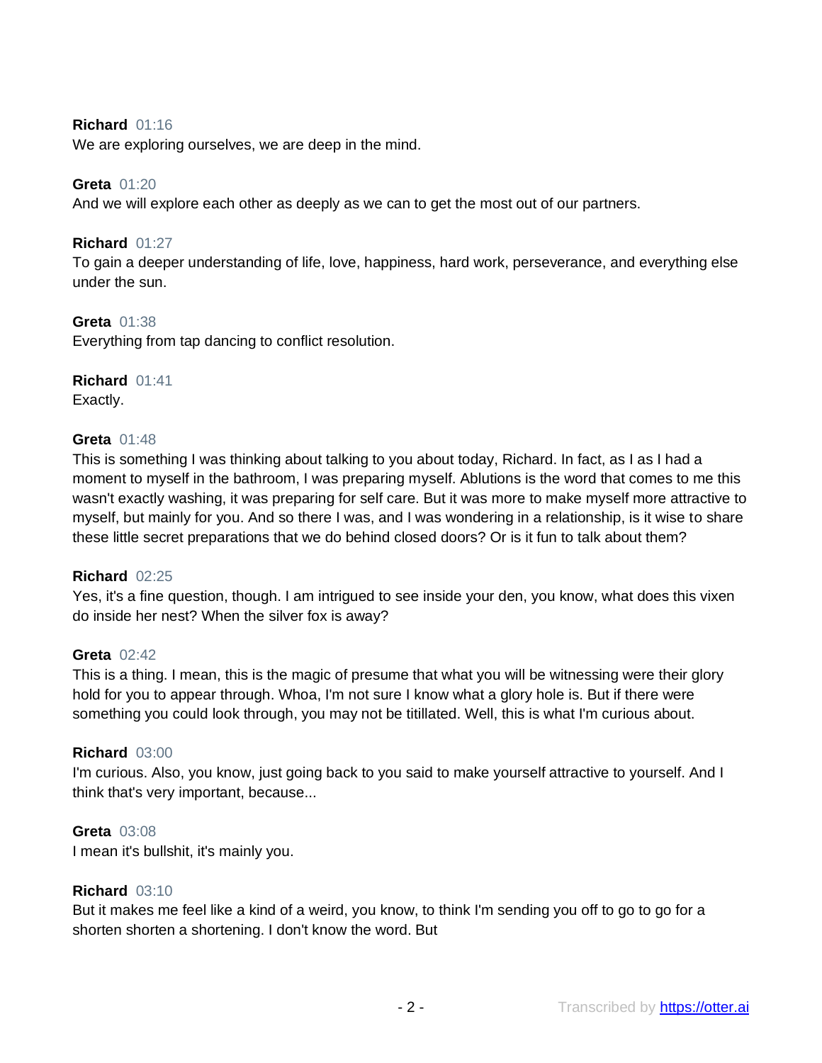**Richard** 01:16
We are exploring ourselves, we are deep in the mind.

**Greta** 01:20
And we will explore each other as deeply as we can to get the most out of our partners.

**Richard** 01:27
To gain a deeper understanding of life, love, happiness, hard work, perseverance, and everything else under the sun.

**Greta** 01:38
Everything from tap dancing to conflict resolution.

**Richard** 01:41
Exactly.

**Greta** 01:48
This is something I was thinking about talking to you about today, Richard. In fact, as I as I had a moment to myself in the bathroom, I was preparing myself. Ablutions is the word that comes to me this wasn't exactly washing, it was preparing for self care. But it was more to make myself more attractive to myself, but mainly for you. And so there I was, and I was wondering in a relationship, is it wise to share these little secret preparations that we do behind closed doors? Or is it fun to talk about them?

**Richard** 02:25
Yes, it's a fine question, though. I am intrigued to see inside your den, you know, what does this vixen do inside her nest? When the silver fox is away?

**Greta** 02:42
This is a thing. I mean, this is the magic of presume that what you will be witnessing were their glory hold for you to appear through. Whoa, I'm not sure I know what a glory hole is. But if there were something you could look through, you may not be titillated. Well, this is what I'm curious about.

**Richard** 03:00
I'm curious. Also, you know, just going back to you said to make yourself attractive to yourself. And I think that's very important, because...

**Greta** 03:08
I mean it's bullshit, it's mainly you.

**Richard** 03:10
But it makes me feel like a kind of a weird, you know, to think I'm sending you off to go to go for a shorten shorten a shortening. I don't know the word. But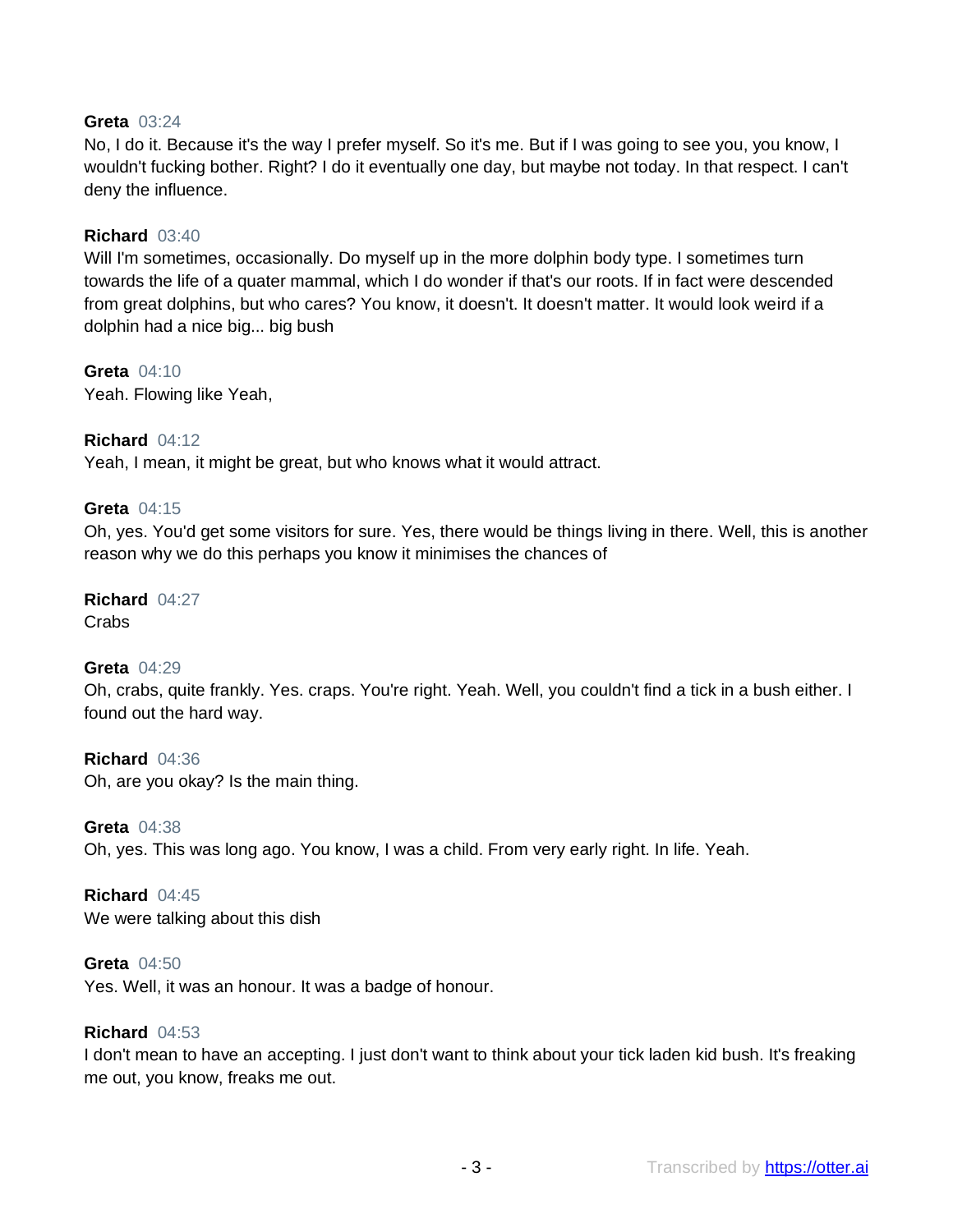**Greta** 03:24
No, I do it. Because it's the way I prefer myself. So it's me. But if I was going to see you, you know, I wouldn't fucking bother. Right? I do it eventually one day, but maybe not today. In that respect. I can't deny the influence.

**Richard** 03:40
Will I'm sometimes, occasionally. Do myself up in the more dolphin body type. I sometimes turn towards the life of a quater mammal, which I do wonder if that's our roots. If in fact were descended from great dolphins, but who cares? You know, it doesn't. It doesn't matter. It would look weird if a dolphin had a nice big... big bush

**Greta** 04:10
Yeah. Flowing like Yeah,

**Richard** 04:12
Yeah, I mean, it might be great, but who knows what it would attract.

**Greta** 04:15
Oh, yes. You'd get some visitors for sure. Yes, there would be things living in there. Well, this is another reason why we do this perhaps you know it minimises the chances of

**Richard** 04:27
Crabs

**Greta** 04:29
Oh, crabs, quite frankly. Yes. craps. You're right. Yeah. Well, you couldn't find a tick in a bush either. I found out the hard way.

**Richard** 04:36
Oh, are you okay? Is the main thing.

**Greta** 04:38
Oh, yes. This was long ago. You know, I was a child. From very early right. In life. Yeah.

**Richard** 04:45
We were talking about this dish

**Greta** 04:50
Yes. Well, it was an honour. It was a badge of honour.

**Richard** 04:53
I don't mean to have an accepting. I just don't want to think about your tick laden kid bush. It's freaking me out, you know, freaks me out.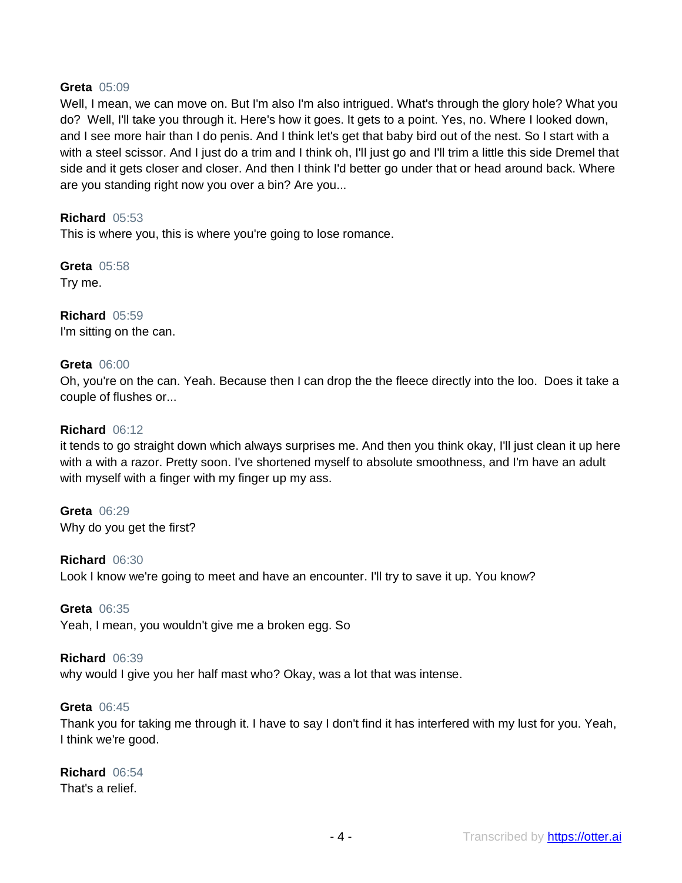**Greta** 05:09
Well, I mean, we can move on. But I'm also I'm also intrigued. What's through the glory hole? What you do? Well, I'll take you through it. Here's how it goes. It gets to a point. Yes, no. Where I looked down, and I see more hair than I do penis. And I think let's get that baby bird out of the nest. So I start with a with a steel scissor. And I just do a trim and I think oh, I'll just go and I'll trim a little this side Dremel that side and it gets closer and closer. And then I think I'd better go under that or head around back. Where are you standing right now you over a bin? Are you...

**Richard** 05:53
This is where you, this is where you're going to lose romance.

**Greta** 05:58
Try me.

**Richard** 05:59
I'm sitting on the can.

**Greta** 06:00
Oh, you're on the can. Yeah. Because then I can drop the the fleece directly into the loo. Does it take a couple of flushes or...

**Richard** 06:12
it tends to go straight down which always surprises me. And then you think okay, I'll just clean it up here with a with a razor. Pretty soon. I've shortened myself to absolute smoothness, and I'm have an adult with myself with a finger with my finger up my ass.

**Greta** 06:29
Why do you get the first?

**Richard** 06:30
Look I know we're going to meet and have an encounter. I'll try to save it up. You know?

**Greta** 06:35
Yeah, I mean, you wouldn't give me a broken egg. So

**Richard** 06:39
why would I give you her half mast who? Okay, was a lot that was intense.

**Greta** 06:45
Thank you for taking me through it. I have to say I don't find it has interfered with my lust for you. Yeah, I think we're good.

**Richard** 06:54
That's a relief.

Transcribed by https://otter.ai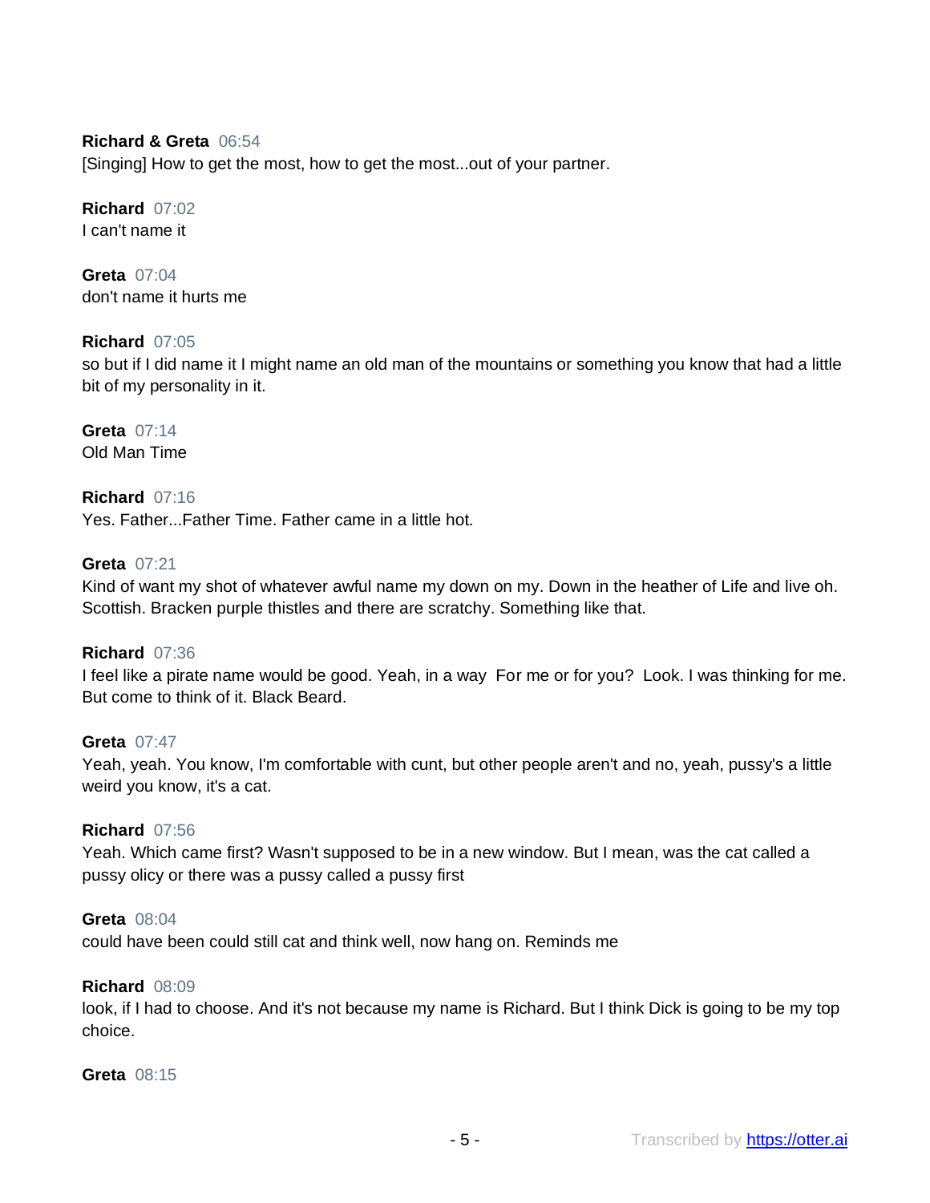**Richard & Greta** 06:54
[Singing] How to get the most, how to get the most...out of your partner.

**Richard** 07:02
I can't name it

**Greta** 07:04
don't name it hurts me

**Richard** 07:05
so but if I did name it I might name an old man of the mountains or something you know that had a little bit of my personality in it.

**Greta** 07:14
Old Man Time

**Richard** 07:16
Yes. Father...Father Time. Father came in a little hot.

**Greta** 07:21
Kind of want my shot of whatever awful name my down on my. Down in the heather of Life and live oh. Scottish. Bracken purple thistles and there are scratchy. Something like that.

**Richard** 07:36
I feel like a pirate name would be good. Yeah, in a way For me or for you? Look. I was thinking for me. But come to think of it. Black Beard.

**Greta** 07:47
Yeah, yeah. You know, I'm comfortable with cunt, but other people aren't and no, yeah, pussy's a little weird you know, it's a cat.

**Richard** 07:56
Yeah. Which came first? Wasn't supposed to be in a new window. But I mean, was the cat called a pussy olicy or there was a pussy called a pussy first

**Greta** 08:04
could have been could still cat and think well, now hang on. Reminds me

**Richard** 08:09
look, if I had to choose. And it's not because my name is Richard. But I think Dick is going to be my top choice.

**Greta** 08:15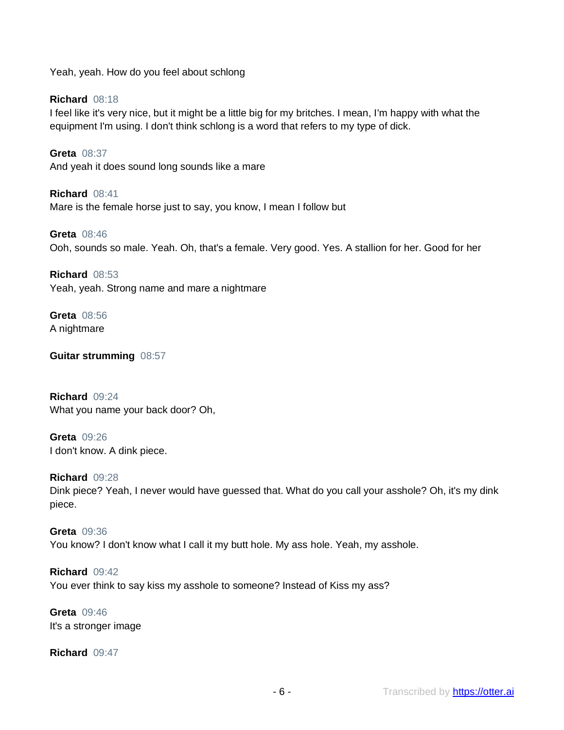Yeah, yeah. How do you feel about schlong

**Richard** 08:18
I feel like it's very nice, but it might be a little big for my britches. I mean, I'm happy with what the equipment I'm using. I don't think schlong is a word that refers to my type of dick.

**Greta** 08:37
And yeah it does sound long sounds like a mare

**Richard** 08:41
Mare is the female horse just to say, you know, I mean I follow but

**Greta** 08:46
Ooh, sounds so male. Yeah. Oh, that's a female. Very good. Yes. A stallion for her. Good for her

**Richard** 08:53
Yeah, yeah. Strong name and mare a nightmare

**Greta** 08:56
A nightmare

**Guitar strumming** 08:57

**Richard** 09:24
What you name your back door? Oh,

**Greta** 09:26
I don't know. A dink piece.

**Richard** 09:28
Dink piece? Yeah, I never would have guessed that. What do you call your asshole? Oh, it's my dink piece.

**Greta** 09:36
You know? I don't know what I call it my butt hole. My ass hole. Yeah, my asshole.

**Richard** 09:42
You ever think to say kiss my asshole to someone? Instead of Kiss my ass?

**Greta** 09:46
It's a stronger image

**Richard** 09:47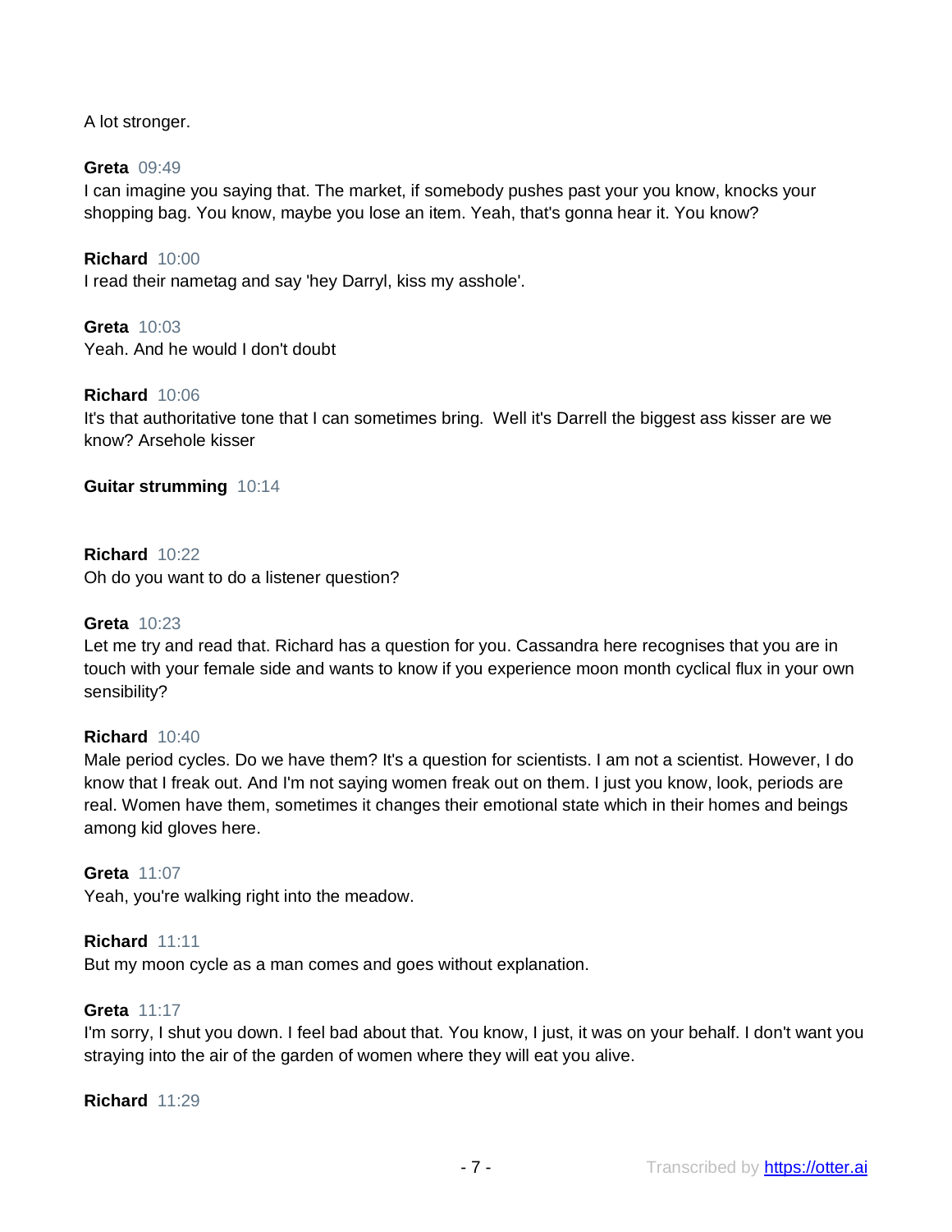A lot stronger.

**Greta** 09:49
I can imagine you saying that. The market, if somebody pushes past your you know, knocks your shopping bag. You know, maybe you lose an item. Yeah, that's gonna hear it. You know?

**Richard** 10:00
I read their nametag and say 'hey Darryl, kiss my asshole'.

**Greta** 10:03
Yeah. And he would I don't doubt

**Richard** 10:06
It's that authoritative tone that I can sometimes bring.  Well it's Darrell the biggest ass kisser are we know? Arsehole kisser

**Guitar strumming** 10:14

**Richard** 10:22
Oh do you want to do a listener question?

**Greta** 10:23
Let me try and read that. Richard has a question for you. Cassandra here recognises that you are in touch with your female side and wants to know if you experience moon month cyclical flux in your own sensibility?

**Richard** 10:40
Male period cycles. Do we have them? It's a question for scientists. I am not a scientist. However, I do know that I freak out. And I'm not saying women freak out on them. I just you know, look, periods are real. Women have them, sometimes it changes their emotional state which in their homes and beings among kid gloves here.

**Greta** 11:07
Yeah, you're walking right into the meadow.

**Richard** 11:11
But my moon cycle as a man comes and goes without explanation.

**Greta** 11:17
I'm sorry, I shut you down. I feel bad about that. You know, I just, it was on your behalf. I don't want you straying into the air of the garden of women where they will eat you alive.

**Richard** 11:29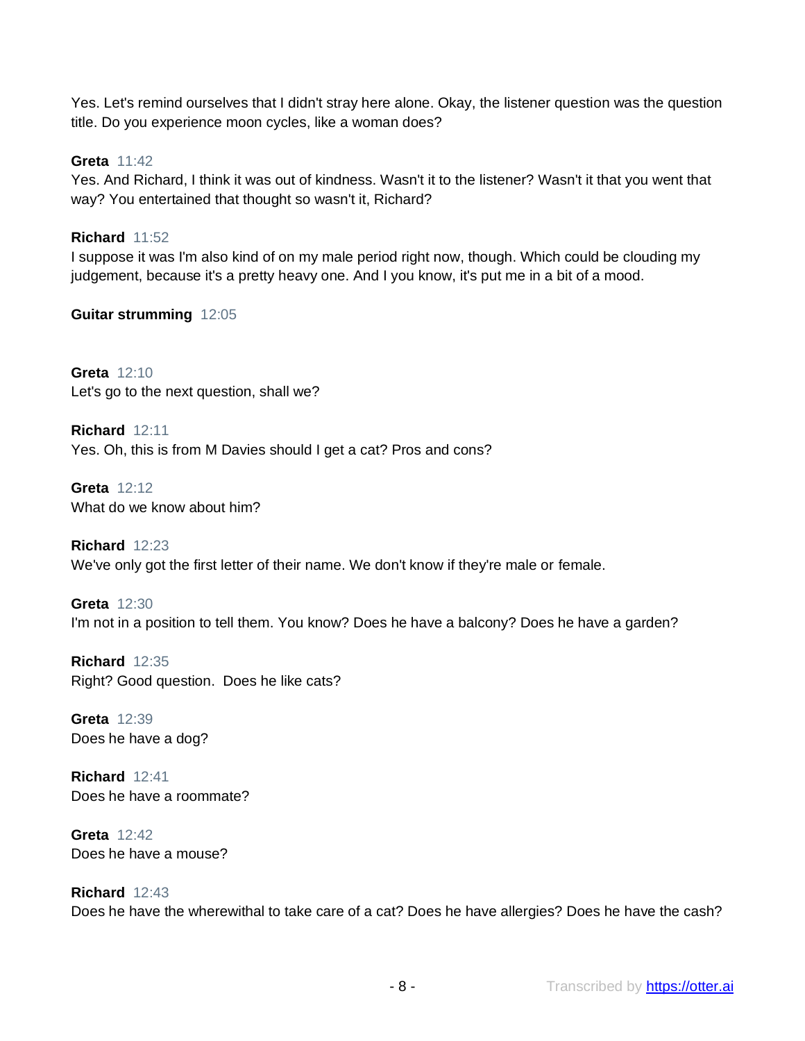Yes. Let's remind ourselves that I didn't stray here alone. Okay, the listener question was the question title. Do you experience moon cycles, like a woman does?

**Greta** 11:42
Yes. And Richard, I think it was out of kindness. Wasn't it to the listener? Wasn't it that you went that way? You entertained that thought so wasn't it, Richard?

**Richard** 11:52
I suppose it was I'm also kind of on my male period right now, though. Which could be clouding my judgement, because it's a pretty heavy one. And I you know, it's put me in a bit of a mood.

**Guitar strumming** 12:05

**Greta** 12:10
Let's go to the next question, shall we?

**Richard** 12:11
Yes. Oh, this is from M Davies should I get a cat? Pros and cons?

**Greta** 12:12
What do we know about him?

**Richard** 12:23
We've only got the first letter of their name. We don't know if they're male or female.

**Greta** 12:30
I'm not in a position to tell them. You know? Does he have a balcony? Does he have a garden?

**Richard** 12:35
Right? Good question. Does he like cats?

**Greta** 12:39
Does he have a dog?

**Richard** 12:41
Does he have a roommate?

**Greta** 12:42
Does he have a mouse?

**Richard** 12:43
Does he have the wherewithal to take care of a cat? Does he have allergies? Does he have the cash?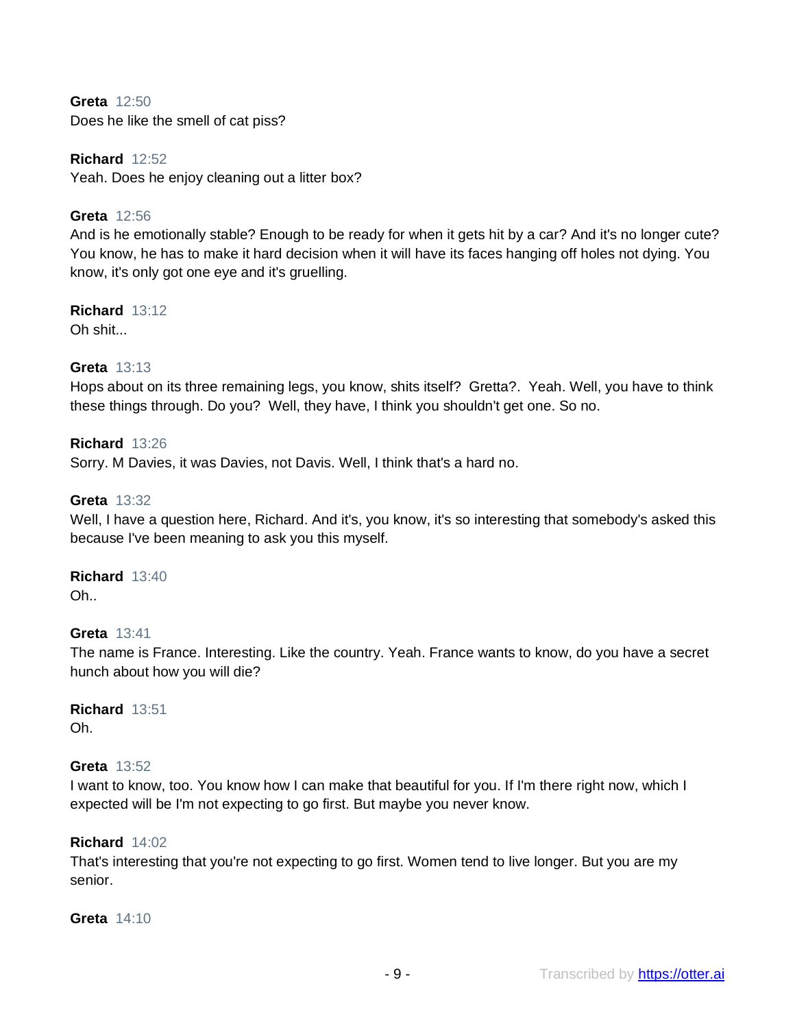**Greta** 12:50
Does he like the smell of cat piss?

**Richard** 12:52
Yeah. Does he enjoy cleaning out a litter box?

**Greta** 12:56
And is he emotionally stable? Enough to be ready for when it gets hit by a car? And it's no longer cute? You know, he has to make it hard decision when it will have its faces hanging off holes not dying. You know, it's only got one eye and it's gruelling.

**Richard** 13:12
Oh shit...

**Greta** 13:13
Hops about on its three remaining legs, you know, shits itself? Gretta?. Yeah. Well, you have to think these things through. Do you? Well, they have, I think you shouldn't get one. So no.

**Richard** 13:26
Sorry. M Davies, it was Davies, not Davis. Well, I think that's a hard no.

**Greta** 13:32
Well, I have a question here, Richard. And it's, you know, it's so interesting that somebody's asked this because I've been meaning to ask you this myself.

**Richard** 13:40
Oh..

**Greta** 13:41
The name is France. Interesting. Like the country. Yeah. France wants to know, do you have a secret hunch about how you will die?

**Richard** 13:51
Oh.

**Greta** 13:52
I want to know, too. You know how I can make that beautiful for you. If I'm there right now, which I expected will be I'm not expecting to go first. But maybe you never know.

**Richard** 14:02
That's interesting that you're not expecting to go first. Women tend to live longer. But you are my senior.

**Greta** 14:10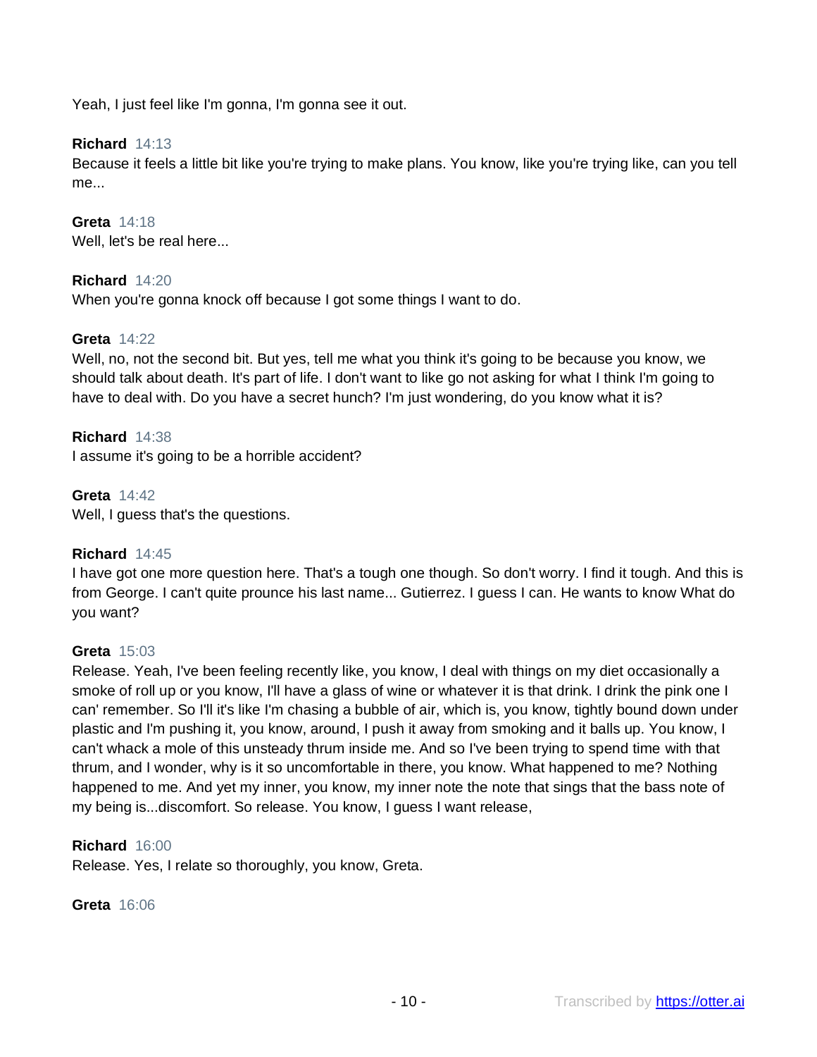Yeah, I just feel like I'm gonna, I'm gonna see it out.

**Richard** 14:13
Because it feels a little bit like you're trying to make plans. You know, like you're trying like, can you tell me...

**Greta** 14:18
Well, let's be real here...

**Richard** 14:20
When you're gonna knock off because I got some things I want to do.

**Greta** 14:22
Well, no, not the second bit. But yes, tell me what you think it's going to be because you know, we should talk about death. It's part of life. I don't want to like go not asking for what I think I'm going to have to deal with. Do you have a secret hunch? I'm just wondering, do you know what it is?

**Richard** 14:38
I assume it's going to be a horrible accident?

**Greta** 14:42
Well, I guess that's the questions.

**Richard** 14:45
I have got one more question here. That's a tough one though. So don't worry. I find it tough. And this is from George. I can't quite prounce his last name... Gutierrez. I guess I can. He wants to know What do you want?

**Greta** 15:03
Release. Yeah, I've been feeling recently like, you know, I deal with things on my diet occasionally a smoke of roll up or you know, I'll have a glass of wine or whatever it is that drink. I drink the pink one I can' remember. So I'll it's like I'm chasing a bubble of air, which is, you know, tightly bound down under plastic and I'm pushing it, you know, around, I push it away from smoking and it balls up. You know, I can't whack a mole of this unsteady thrum inside me. And so I've been trying to spend time with that thrum, and I wonder, why is it so uncomfortable in there, you know. What happened to me? Nothing happened to me. And yet my inner, you know, my inner note the note that sings that the bass note of my being is...discomfort. So release. You know, I guess I want release,

**Richard** 16:00
Release. Yes, I relate so thoroughly, you know, Greta.

**Greta** 16:06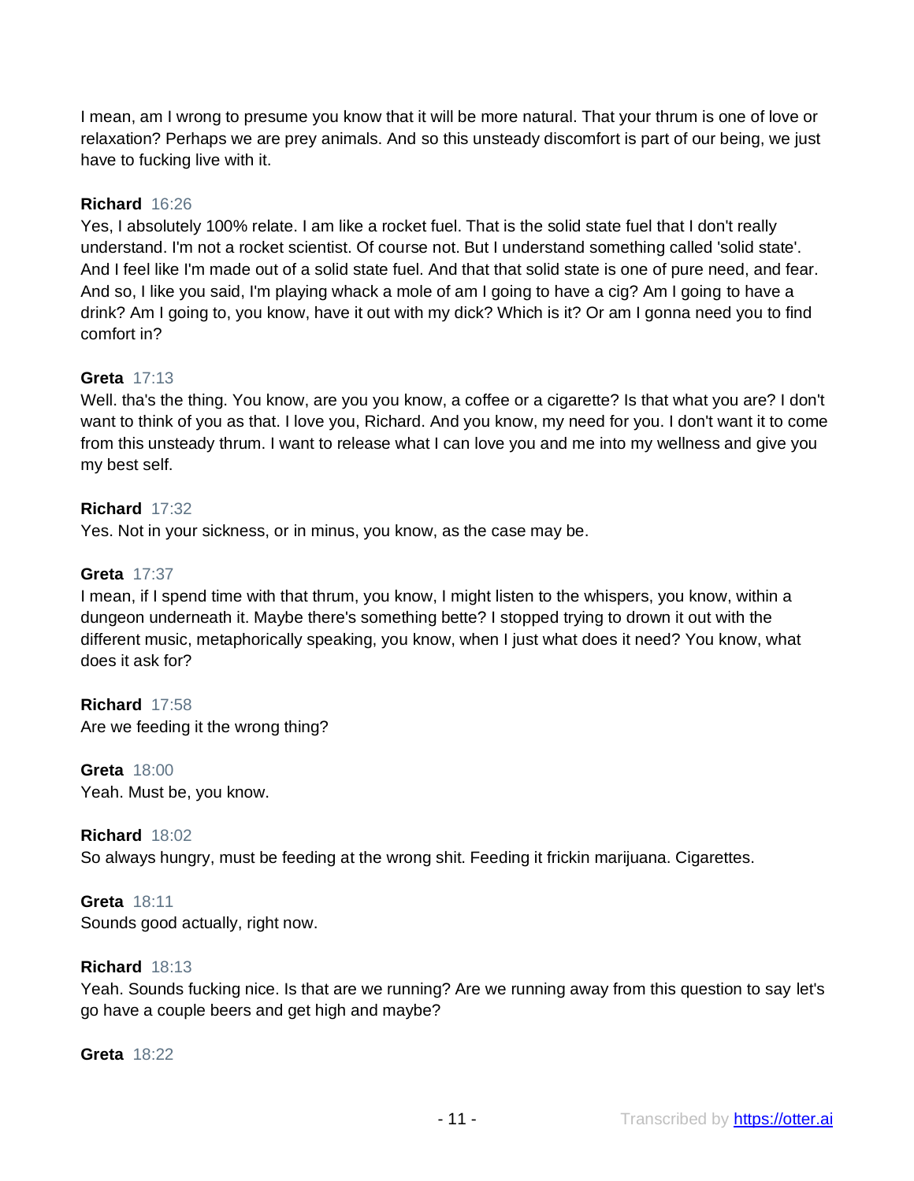I mean, am I wrong to presume you know that it will be more natural. That your thrum is one of love or relaxation? Perhaps we are prey animals. And so this unsteady discomfort is part of our being, we just have to fucking live with it.

**Richard** 16:26
Yes, I absolutely 100% relate. I am like a rocket fuel. That is the solid state fuel that I don't really understand. I'm not a rocket scientist. Of course not. But I understand something called 'solid state'. And I feel like I'm made out of a solid state fuel. And that that solid state is one of pure need, and fear. And so, I like you said, I'm playing whack a mole of am I going to have a cig? Am I going to have a drink? Am I going to, you know, have it out with my dick? Which is it? Or am I gonna need you to find comfort in?

**Greta** 17:13
Well. tha's the thing. You know, are you you know, a coffee or a cigarette? Is that what you are? I don't want to think of you as that. I love you, Richard. And you know, my need for you. I don't want it to come from this unsteady thrum. I want to release what I can love you and me into my wellness and give you my best self.

**Richard** 17:32
Yes. Not in your sickness, or in minus, you know, as the case may be.

**Greta** 17:37
I mean, if I spend time with that thrum, you know, I might listen to the whispers, you know, within a dungeon underneath it. Maybe there's something bette? I stopped trying to drown it out with the different music, metaphorically speaking, you know, when I just what does it need? You know, what does it ask for?

**Richard** 17:58
Are we feeding it the wrong thing?

**Greta** 18:00
Yeah. Must be, you know.

**Richard** 18:02
So always hungry, must be feeding at the wrong shit. Feeding it frickin marijuana. Cigarettes.

**Greta** 18:11
Sounds good actually, right now.

**Richard** 18:13
Yeah. Sounds fucking nice. Is that are we running? Are we running away from this question to say let's go have a couple beers and get high and maybe?

**Greta** 18:22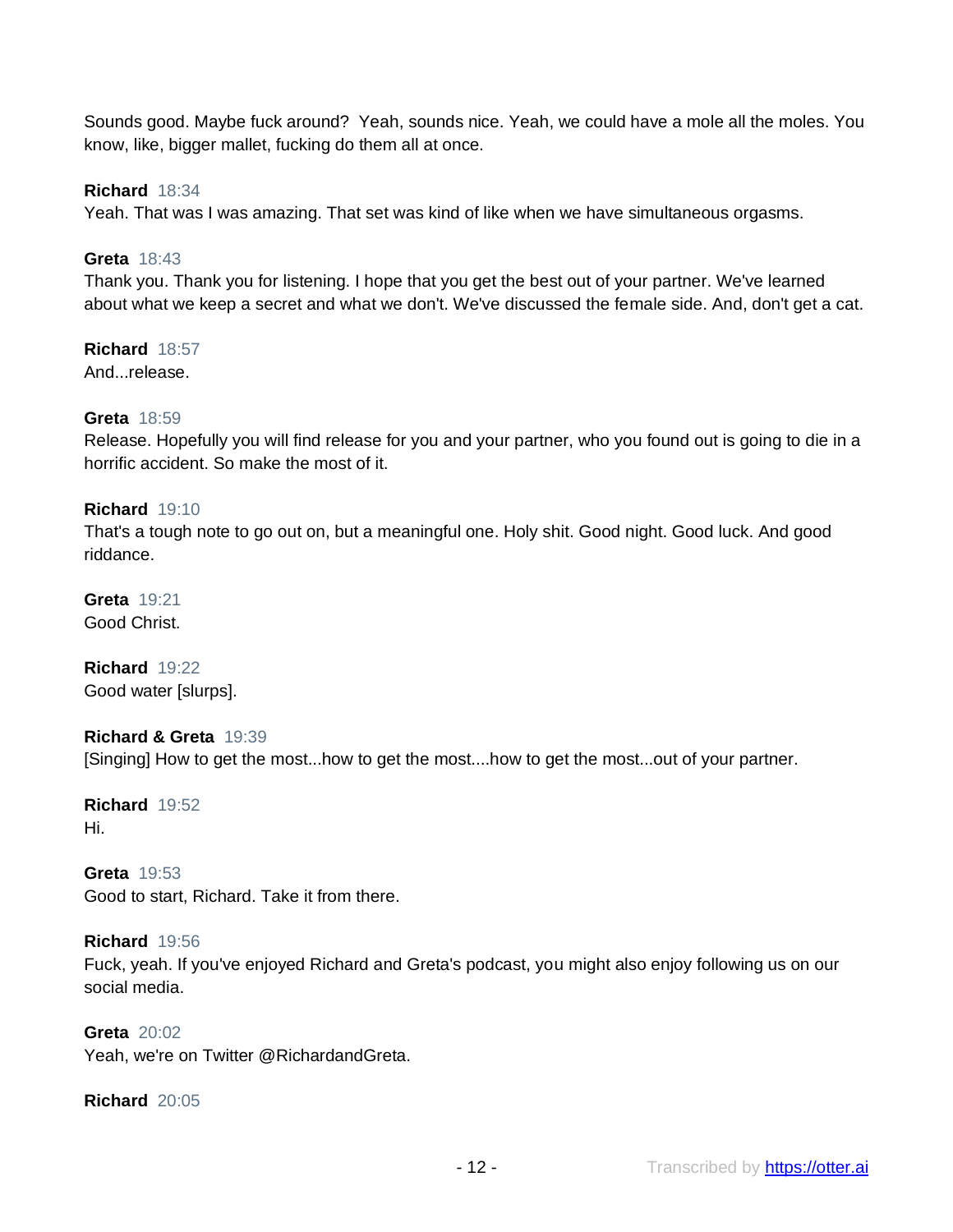Sounds good. Maybe fuck around?  Yeah, sounds nice. Yeah, we could have a mole all the moles. You know, like, bigger mallet, fucking do them all at once.

**Richard** 18:34
Yeah. That was I was amazing. That set was kind of like when we have simultaneous orgasms.

**Greta** 18:43
Thank you. Thank you for listening. I hope that you get the best out of your partner. We've learned about what we keep a secret and what we don't. We've discussed the female side. And, don't get a cat.

**Richard** 18:57
And...release.

**Greta** 18:59
Release. Hopefully you will find release for you and your partner, who you found out is going to die in a horrific accident. So make the most of it.

**Richard** 19:10
That's a tough note to go out on, but a meaningful one. Holy shit. Good night. Good luck. And good riddance.

**Greta** 19:21
Good Christ.

**Richard** 19:22
Good water [slurps].

**Richard & Greta** 19:39
[Singing] How to get the most...how to get the most....how to get the most...out of your partner.

**Richard** 19:52
Hi.

**Greta** 19:53
Good to start, Richard. Take it from there.

**Richard** 19:56
Fuck, yeah. If you've enjoyed Richard and Greta's podcast, you might also enjoy following us on our social media.

**Greta** 20:02
Yeah, we're on Twitter @RichardandGreta.

**Richard** 20:05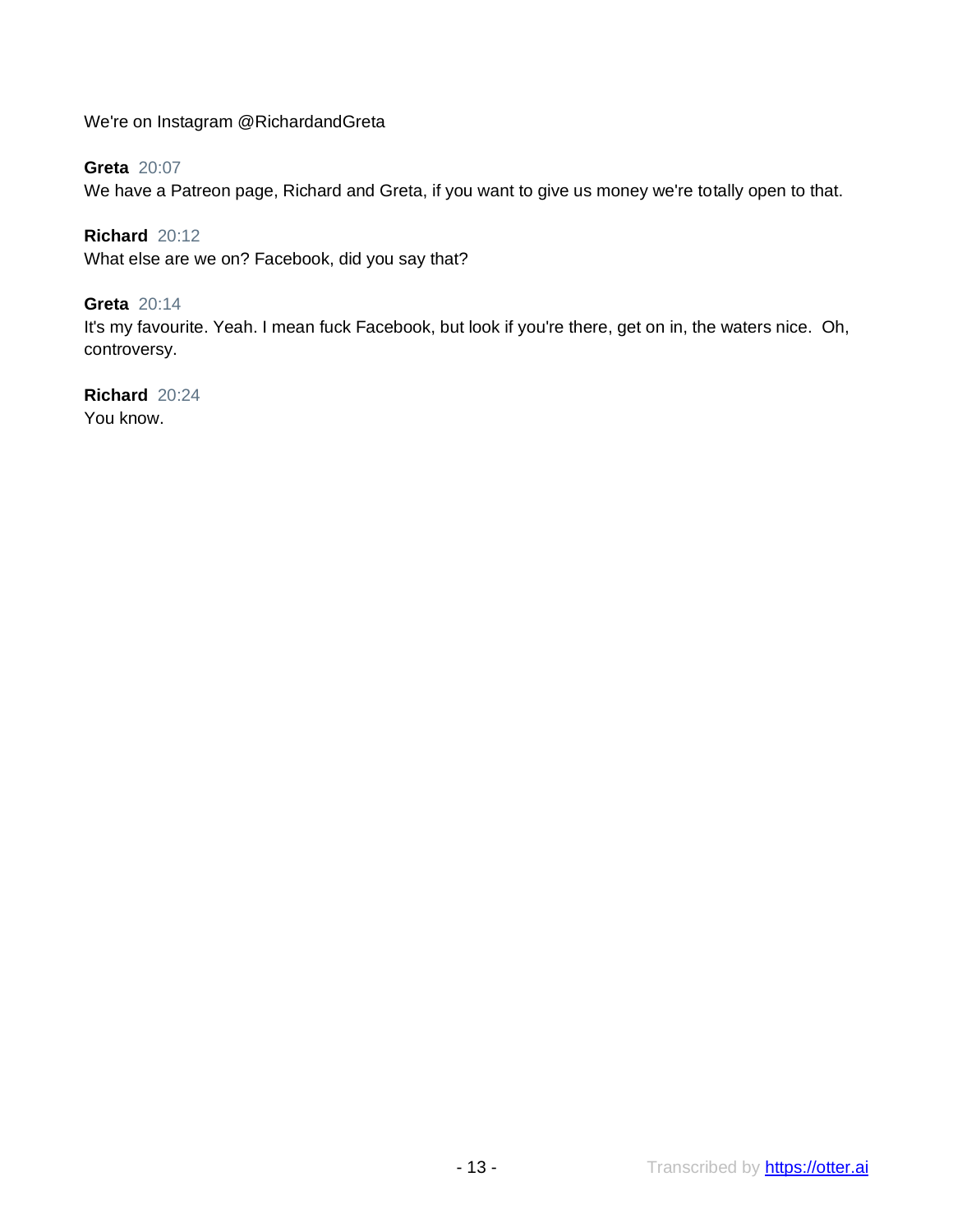We're on Instagram @RichardandGreta

**Greta** 20:07
We have a Patreon page, Richard and Greta, if you want to give us money we're totally open to that.

**Richard** 20:12
What else are we on? Facebook, did you say that?

**Greta** 20:14
It's my favourite. Yeah. I mean fuck Facebook, but look if you're there, get on in, the waters nice. Oh, controversy.

**Richard** 20:24
You know.